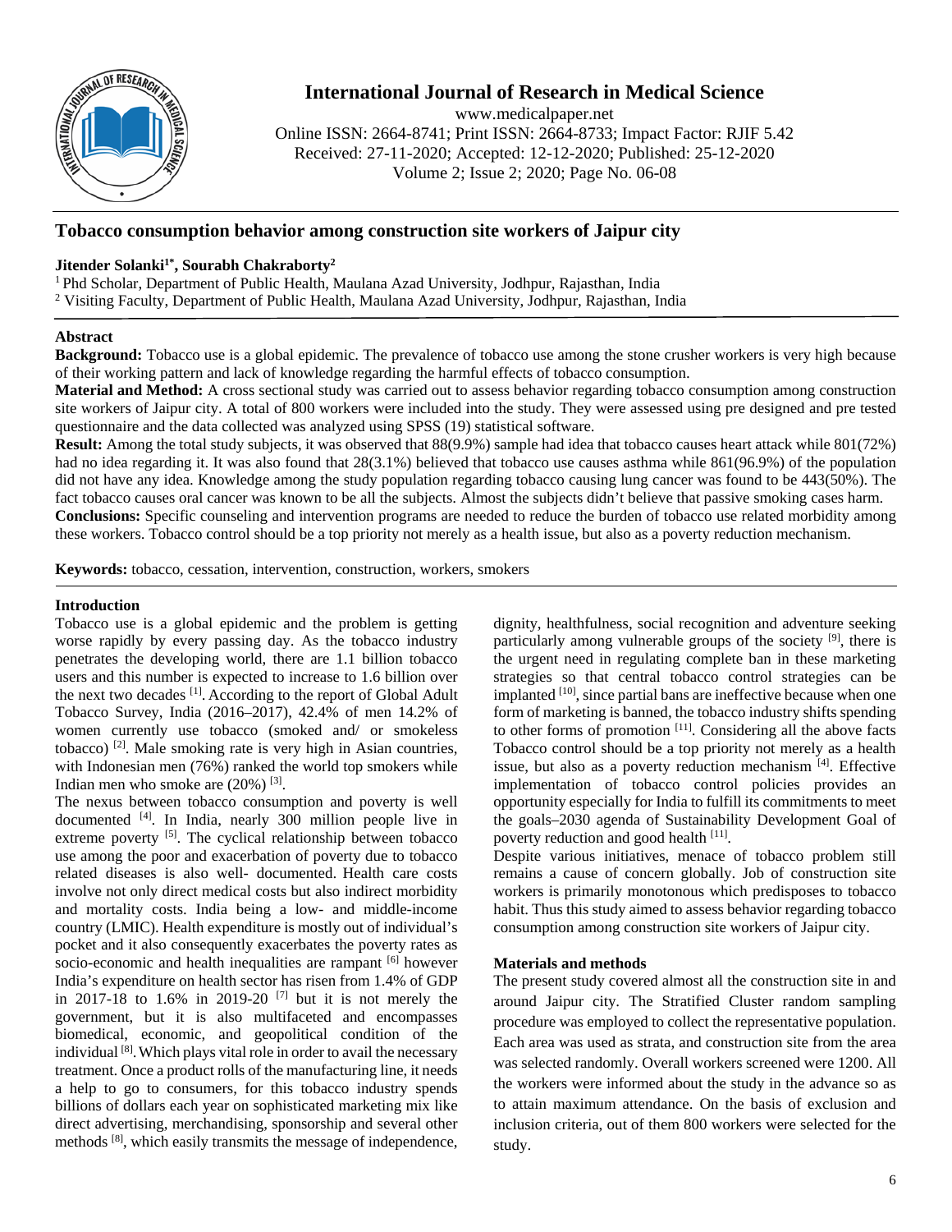# Tobacco consumption behavior among construction site workers of Jaipur city

**Jitender Solanki[1*], Sourabh Chakraborty[2]**

[1] Phd Scholar, Department of Public Health, Maulana Azad University, Jodhpur, Rajasthan, India
[2] Visiting Faculty, Department of Public Health, Maulana Azad University, Jodhpur, Rajasthan, India

## Abstract

**Background:** Tobacco use is a global epidemic. The prevalence of tobacco use among the stone crusher workers is very high because of their working pattern and lack of knowledge regarding the harmful effects of tobacco consumption.

**Material and Method:** A cross sectional study was carried out to assess behavior regarding tobacco consumption among construction site workers of Jaipur city. A total of 800 workers were included into the study. They were assessed using pre designed and pre tested questionnaire and the data collected was analyzed using SPSS (19) statistical software.

**Result:** Among the total study subjects, it was observed that 88(9.9%) sample had idea that tobacco causes heart attack while 801(72%) had no idea regarding it. It was also found that 28(3.1%) believed that tobacco use causes asthma while 861(96.9%) of the population did not have any idea. Knowledge among the study population regarding tobacco causing lung cancer was found to be 443(50%). The fact tobacco causes oral cancer was known to be all the subjects. Almost the subjects didn't believe that passive smoking cases harm.

**Conclusions:** Specific counseling and intervention programs are needed to reduce the burden of tobacco use related morbidity among these workers. Tobacco control should be a top priority not merely as a health issue, but also as a poverty reduction mechanism.

**Keywords:** tobacco, cessation, intervention, construction, workers, smokers

## Introduction

Tobacco use is a global epidemic and the problem is getting worse rapidly by every passing day. As the tobacco industry penetrates the developing world, there are 1.1 billion tobacco users and this number is expected to increase to 1.6 billion over the next two decades [1]. According to the report of Global Adult Tobacco Survey, India (2016–2017), 42.4% of men 14.2% of women currently use tobacco (smoked and/ or smokeless tobacco) [2]. Male smoking rate is very high in Asian countries, with Indonesian men (76%) ranked the world top smokers while Indian men who smoke are (20%) [3].

The nexus between tobacco consumption and poverty is well documented [4]. In India, nearly 300 million people live in extreme poverty [5]. The cyclical relationship between tobacco use among the poor and exacerbation of poverty due to tobacco related diseases is also well- documented. Health care costs involve not only direct medical costs but also indirect morbidity and mortality costs. India being a low- and middle-income country (LMIC). Health expenditure is mostly out of individual's pocket and it also consequently exacerbates the poverty rates as socio-economic and health inequalities are rampant [6] however India's expenditure on health sector has risen from 1.4% of GDP in 2017-18 to 1.6% in 2019-20 [7] but it is not merely the government, but it is also multifaceted and encompasses biomedical, economic, and geopolitical condition of the individual [8]. Which plays vital role in order to avail the necessary treatment. Once a product rolls of the manufacturing line, it needs a help to go to consumers, for this tobacco industry spends billions of dollars each year on sophisticated marketing mix like direct advertising, merchandising, sponsorship and several other methods [8], which easily transmits the message of independence, dignity, healthfulness, social recognition and adventure seeking particularly among vulnerable groups of the society [9], there is the urgent need in regulating complete ban in these marketing strategies so that central tobacco control strategies can be implanted [10], since partial bans are ineffective because when one form of marketing is banned, the tobacco industry shifts spending to other forms of promotion [11]. Considering all the above facts Tobacco control should be a top priority not merely as a health issue, but also as a poverty reduction mechanism [4]. Effective implementation of tobacco control policies provides an opportunity especially for India to fulfill its commitments to meet the goals–2030 agenda of Sustainability Development Goal of poverty reduction and good health [11].

Despite various initiatives, menace of tobacco problem still remains a cause of concern globally. Job of construction site workers is primarily monotonous which predisposes to tobacco habit. Thus this study aimed to assess behavior regarding tobacco consumption among construction site workers of Jaipur city.

## Materials and methods

The present study covered almost all the construction site in and around Jaipur city. The Stratified Cluster random sampling procedure was employed to collect the representative population. Each area was used as strata, and construction site from the area was selected randomly. Overall workers screened were 1200. All the workers were informed about the study in the advance so as to attain maximum attendance. On the basis of exclusion and inclusion criteria, out of them 800 workers were selected for the study.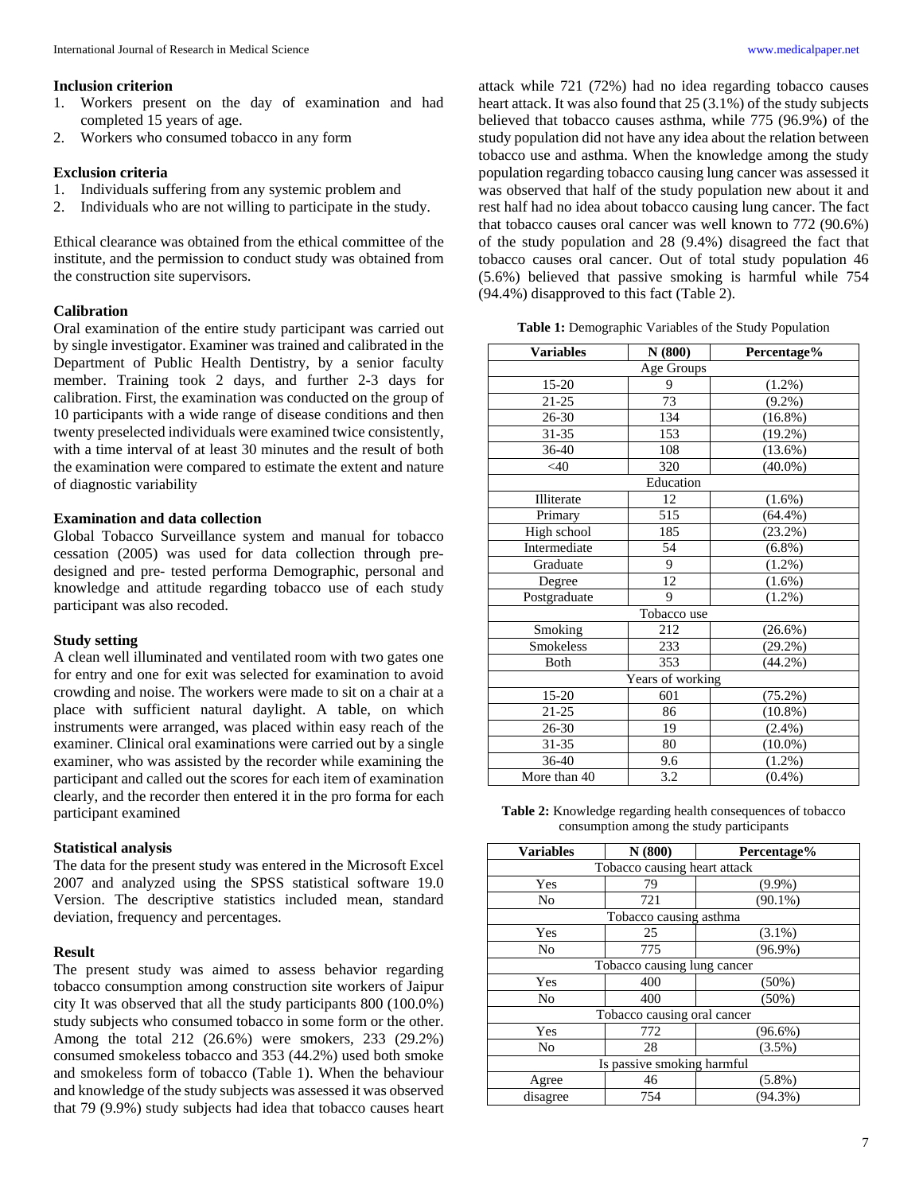### Inclusion criterion

1. Workers present on the day of examination and had completed 15 years of age.
2. Workers who consumed tobacco in any form

### Exclusion criteria

1. Individuals suffering from any systemic problem and
2. Individuals who are not willing to participate in the study.

Ethical clearance was obtained from the ethical committee of the institute, and the permission to conduct study was obtained from the construction site supervisors.

### Calibration

Oral examination of the entire study participant was carried out by single investigator. Examiner was trained and calibrated in the Department of Public Health Dentistry, by a senior faculty member. Training took 2 days, and further 2-3 days for calibration. First, the examination was conducted on the group of 10 participants with a wide range of disease conditions and then twenty preselected individuals were examined twice consistently, with a time interval of at least 30 minutes and the result of both the examination were compared to estimate the extent and nature of diagnostic variability

### Examination and data collection

Global Tobacco Surveillance system and manual for tobacco cessation (2005) was used for data collection through pre-designed and pre- tested performa Demographic, personal and knowledge and attitude regarding tobacco use of each study participant was also recoded.

### Study setting

A clean well illuminated and ventilated room with two gates one for entry and one for exit was selected for examination to avoid crowding and noise. The workers were made to sit on a chair at a place with sufficient natural daylight. A table, on which instruments were arranged, was placed within easy reach of the examiner. Clinical oral examinations were carried out by a single examiner, who was assisted by the recorder while examining the participant and called out the scores for each item of examination clearly, and the recorder then entered it in the pro forma for each participant examined

### Statistical analysis

The data for the present study was entered in the Microsoft Excel 2007 and analyzed using the SPSS statistical software 19.0 Version. The descriptive statistics included mean, standard deviation, frequency and percentages.

### Result

The present study was aimed to assess behavior regarding tobacco consumption among construction site workers of Jaipur city It was observed that all the study participants 800 (100.0%) study subjects who consumed tobacco in some form or the other. Among the total 212 (26.6%) were smokers, 233 (29.2%) consumed smokeless tobacco and 353 (44.2%) used both smoke and smokeless form of tobacco (Table 1). When the behaviour and knowledge of the study subjects was assessed it was observed that 79 (9.9%) study subjects had idea that tobacco causes heart attack while 721 (72%) had no idea regarding tobacco causes heart attack. It was also found that 25 (3.1%) of the study subjects believed that tobacco causes asthma, while 775 (96.9%) of the study population did not have any idea about the relation between tobacco use and asthma. When the knowledge among the study population regarding tobacco causing lung cancer was assessed it was observed that half of the study population new about it and rest half had no idea about tobacco causing lung cancer. The fact that tobacco causes oral cancer was well known to 772 (90.6%) of the study population and 28 (9.4%) disagreed the fact that tobacco causes oral cancer. Out of total study population 46 (5.6%) believed that passive smoking is harmful while 754 (94.4%) disapproved to this fact (Table 2).

**Table 1:** Demographic Variables of the Study Population

| Variables | N (800) | Percentage% |
|---|---|---|
| Age Groups | | |
| 15-20 | 9 | (1.2%) |
| 21-25 | 73 | (9.2%) |
| 26-30 | 134 | (16.8%) |
| 31-35 | 153 | (19.2%) |
| 36-40 | 108 | (13.6%) |
| <40 | 320 | (40.0%) |
| Education | | |
| Illiterate | 12 | (1.6%) |
| Primary | 515 | (64.4%) |
| High school | 185 | (23.2%) |
| Intermediate | 54 | (6.8%) |
| Graduate | 9 | (1.2%) |
| Degree | 12 | (1.6%) |
| Postgraduate | 9 | (1.2%) |
| Tobacco use | | |
| Smoking | 212 | (26.6%) |
| Smokeless | 233 | (29.2%) |
| Both | 353 | (44.2%) |
| Years of working | | |
| 15-20 | 601 | (75.2%) |
| 21-25 | 86 | (10.8%) |
| 26-30 | 19 | (2.4%) |
| 31-35 | 80 | (10.0%) |
| 36-40 | 9.6 | (1.2%) |
| More than 40 | 3.2 | (0.4%) |

**Table 2:** Knowledge regarding health consequences of tobacco consumption among the study participants

| Variables | N (800) | Percentage% |
|---|---|---|
| Tobacco causing heart attack | | |
| Yes | 79 | (9.9%) |
| No | 721 | (90.1%) |
| Tobacco causing asthma | | |
| Yes | 25 | (3.1%) |
| No | 775 | (96.9%) |
| Tobacco causing lung cancer | | |
| Yes | 400 | (50%) |
| No | 400 | (50%) |
| Tobacco causing oral cancer | | |
| Yes | 772 | (96.6%) |
| No | 28 | (3.5%) |
| Is passive smoking harmful | | |
| Agree | 46 | (5.8%) |
| disagree | 754 | (94.3%) |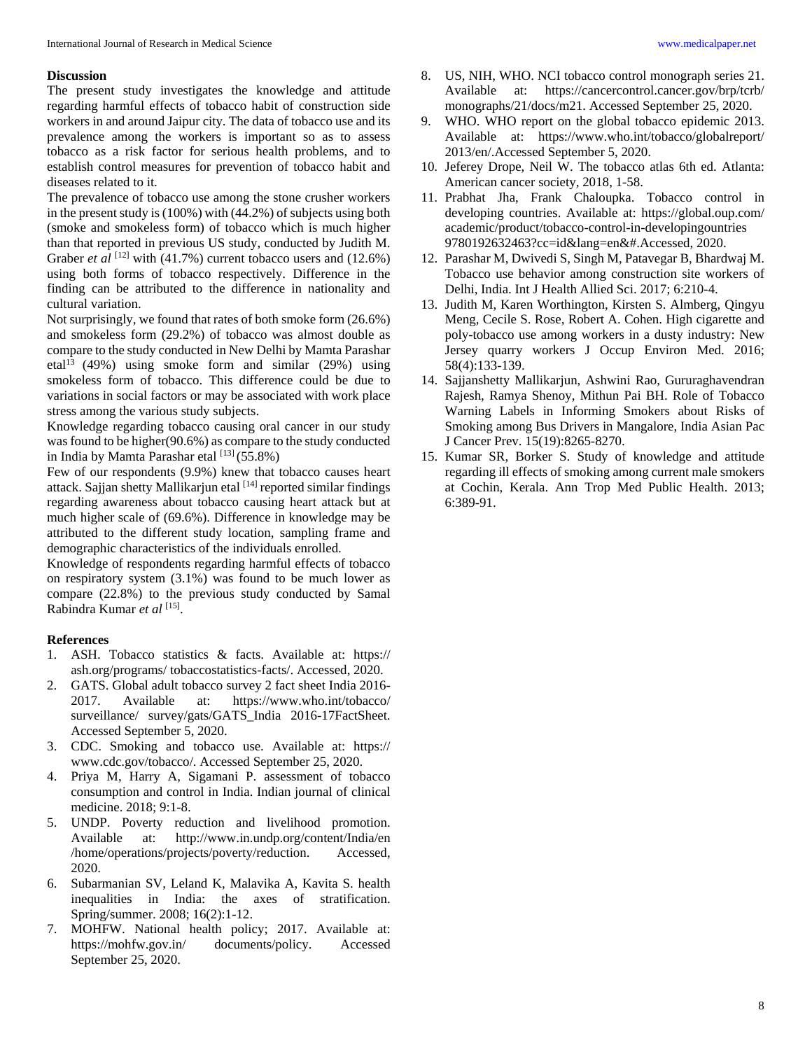## Discussion

The present study investigates the knowledge and attitude regarding harmful effects of tobacco habit of construction side workers in and around Jaipur city. The data of tobacco use and its prevalence among the workers is important so as to assess tobacco as a risk factor for serious health problems, and to establish control measures for prevention of tobacco habit and diseases related to it.

The prevalence of tobacco use among the stone crusher workers in the present study is (100%) with (44.2%) of subjects using both (smoke and smokeless form) of tobacco which is much higher than that reported in previous US study, conducted by Judith M. Graber *et al* [12] with (41.7%) current tobacco users and (12.6%) using both forms of tobacco respectively. Difference in the finding can be attributed to the difference in nationality and cultural variation.

Not surprisingly, we found that rates of both smoke form (26.6%) and smokeless form (29.2%) of tobacco was almost double as compare to the study conducted in New Delhi by Mamta Parashar etal[13] (49%) using smoke form and similar (29%) using smokeless form of tobacco. This difference could be due to variations in social factors or may be associated with work place stress among the various study subjects.

Knowledge regarding tobacco causing oral cancer in our study was found to be higher(90.6%) as compare to the study conducted in India by Mamta Parashar etal [13] (55.8%)

Few of our respondents (9.9%) knew that tobacco causes heart attack. Sajjan shetty Mallikarjun etal [14] reported similar findings regarding awareness about tobacco causing heart attack but at much higher scale of (69.6%). Difference in knowledge may be attributed to the different study location, sampling frame and demographic characteristics of the individuals enrolled.

Knowledge of respondents regarding harmful effects of tobacco on respiratory system (3.1%) was found to be much lower as compare (22.8%) to the previous study conducted by Samal Rabindra Kumar *et al* [15].

## References

1. ASH. Tobacco statistics & facts. Available at: https://ash.org/programs/ tobaccostatistics-facts/. Accessed, 2020.
2. GATS. Global adult tobacco survey 2 fact sheet India 2016-2017. Available at: https://www.who.int/tobacco/surveillance/ survey/gats/GATS_India 2016-17FactSheet. Accessed September 5, 2020.
3. CDC. Smoking and tobacco use. Available at: https://www.cdc.gov/tobacco/. Accessed September 25, 2020.
4. Priya M, Harry A, Sigamani P. assessment of tobacco consumption and control in India. Indian journal of clinical medicine. 2018; 9:1-8.
5. UNDP. Poverty reduction and livelihood promotion. Available at: http://www.in.undp.org/content/India/en/home/operations/projects/poverty/reduction. Accessed, 2020.
6. Subarmanian SV, Leland K, Malavika A, Kavita S. health inequalities in India: the axes of stratification. Spring/summer. 2008; 16(2):1-12.
7. MOHFW. National health policy; 2017. Available at: https://mohfw.gov.in/ documents/policy. Accessed September 25, 2020.
8. US, NIH, WHO. NCI tobacco control monograph series 21. Available at: https://cancercontrol.cancer.gov/brp/tcrb/monographs/21/docs/m21. Accessed September 25, 2020.
9. WHO. WHO report on the global tobacco epidemic 2013. Available at: https://www.who.int/tobacco/globalreport/2013/en/.Accessed September 5, 2020.
10. Jeferey Drope, Neil W. The tobacco atlas 6th ed. Atlanta: American cancer society, 2018, 1-58.
11. Prabhat Jha, Frank Chaloupka. Tobacco control in developing countries. Available at: https://global.oup.com/academic/product/tobacco-control-in-developingountries 9780192632463?cc=id&lang=en&#.Accessed, 2020.
12. Parashar M, Dwivedi S, Singh M, Patavegar B, Bhardwaj M. Tobacco use behavior among construction site workers of Delhi, India. Int J Health Allied Sci. 2017; 6:210-4.
13. Judith M, Karen Worthington, Kirsten S. Almberg, Qingyu Meng, Cecile S. Rose, Robert A. Cohen. High cigarette and poly-tobacco use among workers in a dusty industry: New Jersey quarry workers J Occup Environ Med. 2016; 58(4):133-139.
14. Sajjanshetty Mallikarjun, Ashwini Rao, Gururaghavendran Rajesh, Ramya Shenoy, Mithun Pai BH. Role of Tobacco Warning Labels in Informing Smokers about Risks of Smoking among Bus Drivers in Mangalore, India Asian Pac J Cancer Prev. 15(19):8265-8270.
15. Kumar SR, Borker S. Study of knowledge and attitude regarding ill effects of smoking among current male smokers at Cochin, Kerala. Ann Trop Med Public Health. 2013; 6:389-91.